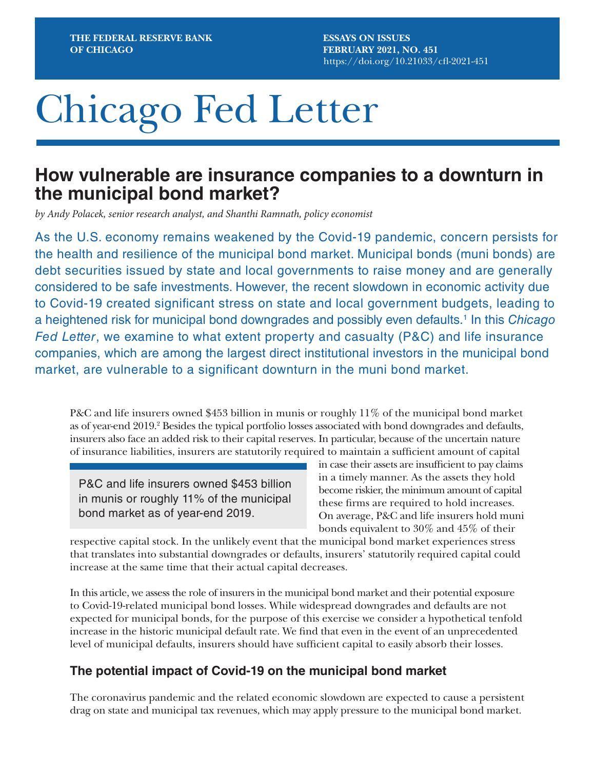THE FEDERAL RESERVE BANK OF CHICAGO

ESSAYS ON ISSUES
FEBRUARY 2021, NO. 451
https://doi.org/10.21033/cfl-2021-451

# Chicago Fed Letter

## How vulnerable are insurance companies to a downturn in the municipal bond market?

*by Andy Polacek, senior research analyst, and Shanthi Ramnath, policy economist*

As the U.S. economy remains weakened by the Covid-19 pandemic, concern persists for the health and resilience of the municipal bond market. Municipal bonds (muni bonds) are debt securities issued by state and local governments to raise money and are generally considered to be safe investments. However, the recent slowdown in economic activity due to Covid-19 created significant stress on state and local government budgets, leading to a heightened risk for municipal bond downgrades and possibly even defaults.[1] In this *Chicago Fed Letter*, we examine to what extent property and casualty (P&C) and life insurance companies, which are among the largest direct institutional investors in the municipal bond market, are vulnerable to a significant downturn in the muni bond market.

P&C and life insurers owned $453 billion in munis or roughly 11% of the municipal bond market as of year-end 2019.[2] Besides the typical portfolio losses associated with bond downgrades and defaults, insurers also face an added risk to their capital reserves. In particular, because of the uncertain nature of insurance liabilities, insurers are statutorily required to maintain a sufficient amount of capital in case their assets are insufficient to pay claims in a timely manner. As the assets they hold become riskier, the minimum amount of capital these firms are required to hold increases. On average, P&C and life insurers hold muni bonds equivalent to 30% and 45% of their respective capital stock. In the unlikely event that the municipal bond market experiences stress that translates into substantial downgrades or defaults, insurers' statutorily required capital could increase at the same time that their actual capital decreases.

> P&C and life insurers owned $453 billion in munis or roughly 11% of the municipal bond market as of year-end 2019.

In this article, we assess the role of insurers in the municipal bond market and their potential exposure to Covid-19-related municipal bond losses. While widespread downgrades and defaults are not expected for municipal bonds, for the purpose of this exercise we consider a hypothetical tenfold increase in the historic municipal default rate. We find that even in the event of an unprecedented level of municipal defaults, insurers should have sufficient capital to easily absorb their losses.

### The potential impact of Covid-19 on the municipal bond market

The coronavirus pandemic and the related economic slowdown are expected to cause a persistent drag on state and municipal tax revenues, which may apply pressure to the municipal bond market.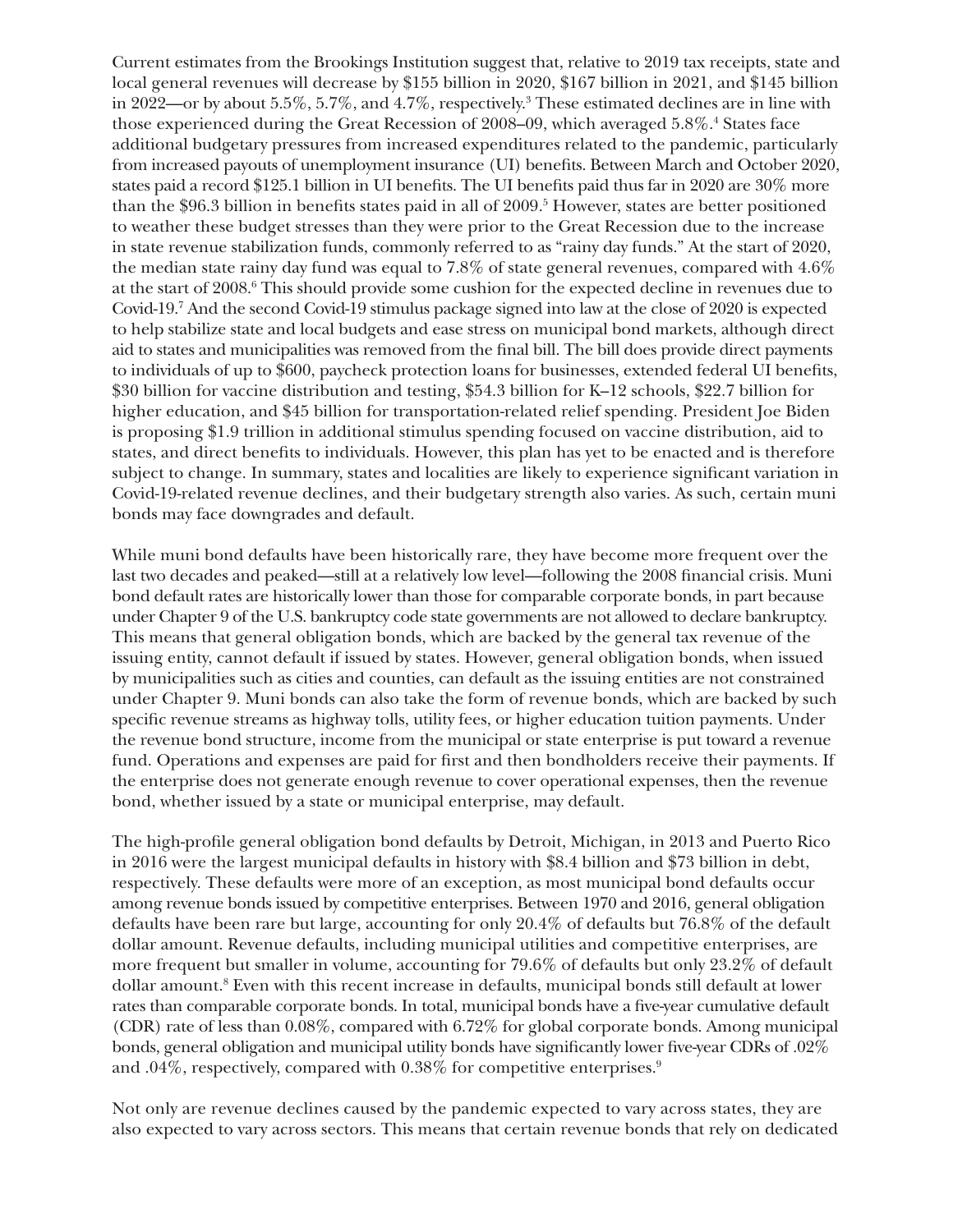Current estimates from the Brookings Institution suggest that, relative to 2019 tax receipts, state and local general revenues will decrease by $155 billion in 2020, $167 billion in 2021, and $145 billion in 2022—or by about 5.5%, 5.7%, and 4.7%, respectively.[3] These estimated declines are in line with those experienced during the Great Recession of 2008–09, which averaged 5.8%.[4] States face additional budgetary pressures from increased expenditures related to the pandemic, particularly from increased payouts of unemployment insurance (UI) benefits. Between March and October 2020, states paid a record $125.1 billion in UI benefits. The UI benefits paid thus far in 2020 are 30% more than the $96.3 billion in benefits states paid in all of 2009.[5] However, states are better positioned to weather these budget stresses than they were prior to the Great Recession due to the increase in state revenue stabilization funds, commonly referred to as "rainy day funds." At the start of 2020, the median state rainy day fund was equal to 7.8% of state general revenues, compared with 4.6% at the start of 2008.[6] This should provide some cushion for the expected decline in revenues due to Covid-19.[7] And the second Covid-19 stimulus package signed into law at the close of 2020 is expected to help stabilize state and local budgets and ease stress on municipal bond markets, although direct aid to states and municipalities was removed from the final bill. The bill does provide direct payments to individuals of up to $600, paycheck protection loans for businesses, extended federal UI benefits, $30 billion for vaccine distribution and testing, $54.3 billion for K–12 schools, $22.7 billion for higher education, and $45 billion for transportation-related relief spending. President Joe Biden is proposing $1.9 trillion in additional stimulus spending focused on vaccine distribution, aid to states, and direct benefits to individuals. However, this plan has yet to be enacted and is therefore subject to change. In summary, states and localities are likely to experience significant variation in Covid-19-related revenue declines, and their budgetary strength also varies. As such, certain muni bonds may face downgrades and default.

While muni bond defaults have been historically rare, they have become more frequent over the last two decades and peaked—still at a relatively low level—following the 2008 financial crisis. Muni bond default rates are historically lower than those for comparable corporate bonds, in part because under Chapter 9 of the U.S. bankruptcy code state governments are not allowed to declare bankruptcy. This means that general obligation bonds, which are backed by the general tax revenue of the issuing entity, cannot default if issued by states. However, general obligation bonds, when issued by municipalities such as cities and counties, can default as the issuing entities are not constrained under Chapter 9. Muni bonds can also take the form of revenue bonds, which are backed by such specific revenue streams as highway tolls, utility fees, or higher education tuition payments. Under the revenue bond structure, income from the municipal or state enterprise is put toward a revenue fund. Operations and expenses are paid for first and then bondholders receive their payments. If the enterprise does not generate enough revenue to cover operational expenses, then the revenue bond, whether issued by a state or municipal enterprise, may default.

The high-profile general obligation bond defaults by Detroit, Michigan, in 2013 and Puerto Rico in 2016 were the largest municipal defaults in history with $8.4 billion and $73 billion in debt, respectively. These defaults were more of an exception, as most municipal bond defaults occur among revenue bonds issued by competitive enterprises. Between 1970 and 2016, general obligation defaults have been rare but large, accounting for only 20.4% of defaults but 76.8% of the default dollar amount. Revenue defaults, including municipal utilities and competitive enterprises, are more frequent but smaller in volume, accounting for 79.6% of defaults but only 23.2% of default dollar amount.[8] Even with this recent increase in defaults, municipal bonds still default at lower rates than comparable corporate bonds. In total, municipal bonds have a five-year cumulative default (CDR) rate of less than 0.08%, compared with 6.72% for global corporate bonds. Among municipal bonds, general obligation and municipal utility bonds have significantly lower five-year CDRs of .02% and .04%, respectively, compared with 0.38% for competitive enterprises.[9]

Not only are revenue declines caused by the pandemic expected to vary across states, they are also expected to vary across sectors. This means that certain revenue bonds that rely on dedicated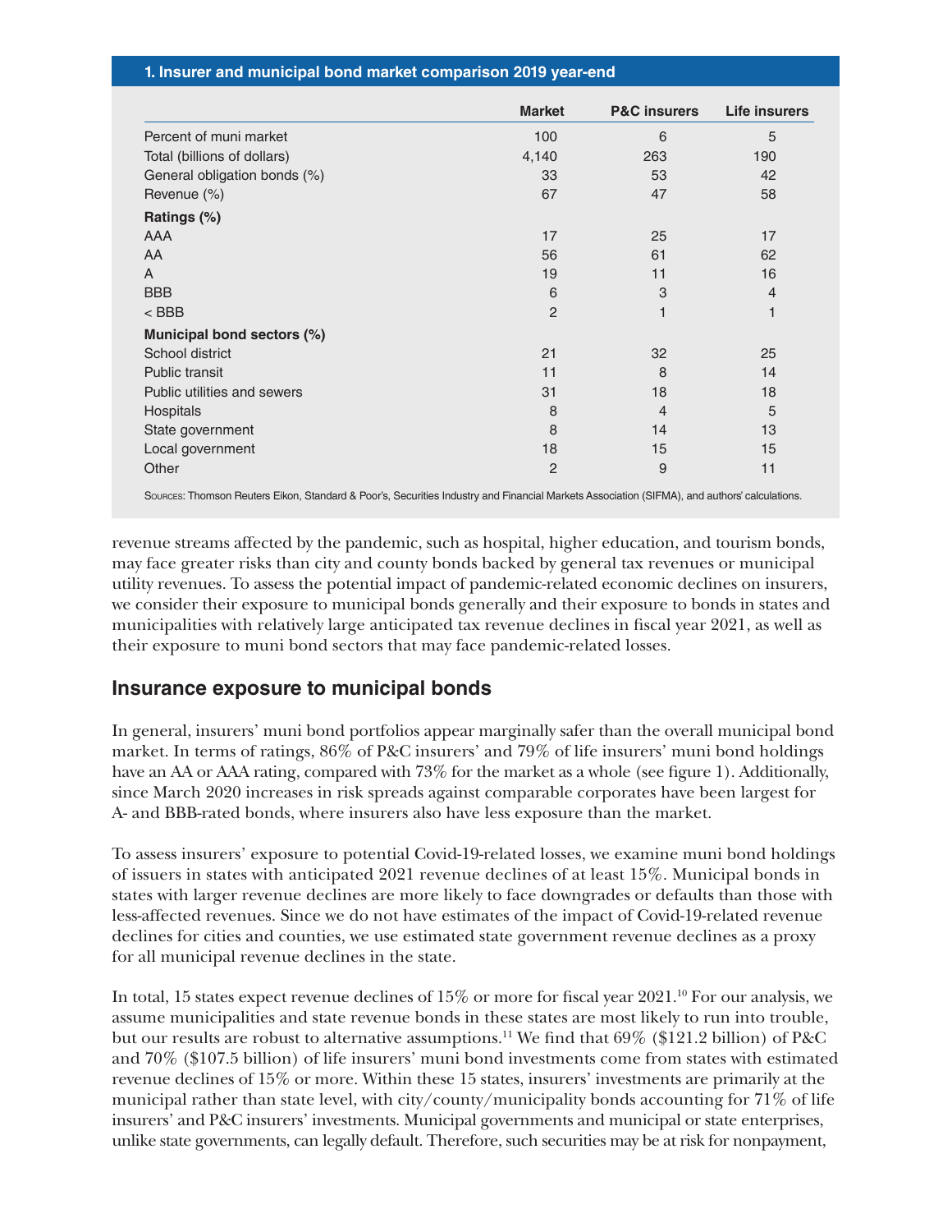**1. Insurer and municipal bond market comparison 2019 year-end**

| | Market | P&C insurers | Life insurers |
|---|---|---|---|
| Percent of muni market | 100 | 6 | 5 |
| Total (billions of dollars) | 4,140 | 263 | 190 |
| General obligation bonds (%) | 33 | 53 | 42 |
| Revenue (%) | 67 | 47 | 58 |
| **Ratings (%)** | | | |
| AAA | 17 | 25 | 17 |
| AA | 56 | 61 | 62 |
| A | 19 | 11 | 16 |
| BBB | 6 | 3 | 4 |
| < BBB | 2 | 1 | 1 |
| **Municipal bond sectors (%)** | | | |
| School district | 21 | 32 | 25 |
| Public transit | 11 | 8 | 14 |
| Public utilities and sewers | 31 | 18 | 18 |
| Hospitals | 8 | 4 | 5 |
| State government | 8 | 14 | 13 |
| Local government | 18 | 15 | 15 |
| Other | 2 | 9 | 11 |

Sources: Thomson Reuters Eikon, Standard & Poor's, Securities Industry and Financial Markets Association (SIFMA), and authors' calculations.

revenue streams affected by the pandemic, such as hospital, higher education, and tourism bonds, may face greater risks than city and county bonds backed by general tax revenues or municipal utility revenues. To assess the potential impact of pandemic-related economic declines on insurers, we consider their exposure to municipal bonds generally and their exposure to bonds in states and municipalities with relatively large anticipated tax revenue declines in fiscal year 2021, as well as their exposure to muni bond sectors that may face pandemic-related losses.

## Insurance exposure to municipal bonds

In general, insurers' muni bond portfolios appear marginally safer than the overall municipal bond market. In terms of ratings, 86% of P&C insurers' and 79% of life insurers' muni bond holdings have an AA or AAA rating, compared with 73% for the market as a whole (see figure 1). Additionally, since March 2020 increases in risk spreads against comparable corporates have been largest for A- and BBB-rated bonds, where insurers also have less exposure than the market.

To assess insurers' exposure to potential Covid-19-related losses, we examine muni bond holdings of issuers in states with anticipated 2021 revenue declines of at least 15%. Municipal bonds in states with larger revenue declines are more likely to face downgrades or defaults than those with less-affected revenues. Since we do not have estimates of the impact of Covid-19-related revenue declines for cities and counties, we use estimated state government revenue declines as a proxy for all municipal revenue declines in the state.

In total, 15 states expect revenue declines of 15% or more for fiscal year 2021.[10] For our analysis, we assume municipalities and state revenue bonds in these states are most likely to run into trouble, but our results are robust to alternative assumptions.[11] We find that 69% ($121.2 billion) of P&C and 70% ($107.5 billion) of life insurers' muni bond investments come from states with estimated revenue declines of 15% or more. Within these 15 states, insurers' investments are primarily at the municipal rather than state level, with city/county/municipality bonds accounting for 71% of life insurers' and P&C insurers' investments. Municipal governments and municipal or state enterprises, unlike state governments, can legally default. Therefore, such securities may be at risk for nonpayment,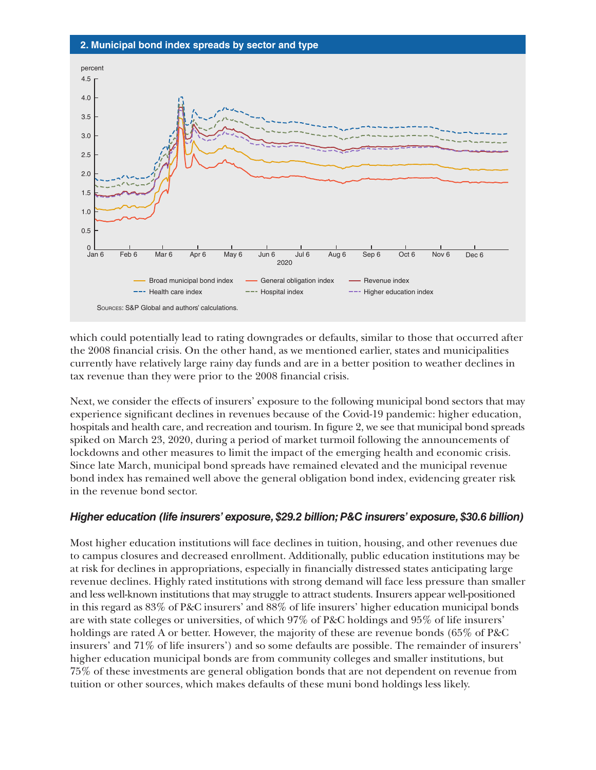**2. Municipal bond index spreads by sector and type**

Sources: S&P Global and authors' calculations.

which could potentially lead to rating downgrades or defaults, similar to those that occurred after the 2008 financial crisis. On the other hand, as we mentioned earlier, states and municipalities currently have relatively large rainy day funds and are in a better position to weather declines in tax revenue than they were prior to the 2008 financial crisis.

Next, we consider the effects of insurers' exposure to the following municipal bond sectors that may experience significant declines in revenues because of the Covid-19 pandemic: higher education, hospitals and health care, and recreation and tourism. In figure 2, we see that municipal bond spreads spiked on March 23, 2020, during a period of market turmoil following the announcements of lockdowns and other measures to limit the impact of the emerging health and economic crisis. Since late March, municipal bond spreads have remained elevated and the municipal revenue bond index has remained well above the general obligation bond index, evidencing greater risk in the revenue bond sector.

### *Higher education (life insurers' exposure, $29.2 billion; P&C insurers' exposure, $30.6 billion)*

Most higher education institutions will face declines in tuition, housing, and other revenues due to campus closures and decreased enrollment. Additionally, public education institutions may be at risk for declines in appropriations, especially in financially distressed states anticipating large revenue declines. Highly rated institutions with strong demand will face less pressure than smaller and less well-known institutions that may struggle to attract students. Insurers appear well-positioned in this regard as 83% of P&C insurers' and 88% of life insurers' higher education municipal bonds are with state colleges or universities, of which 97% of P&C holdings and 95% of life insurers' holdings are rated A or better. However, the majority of these are revenue bonds (65% of P&C insurers' and 71% of life insurers') and so some defaults are possible. The remainder of insurers' higher education municipal bonds are from community colleges and smaller institutions, but 75% of these investments are general obligation bonds that are not dependent on revenue from tuition or other sources, which makes defaults of these muni bond holdings less likely.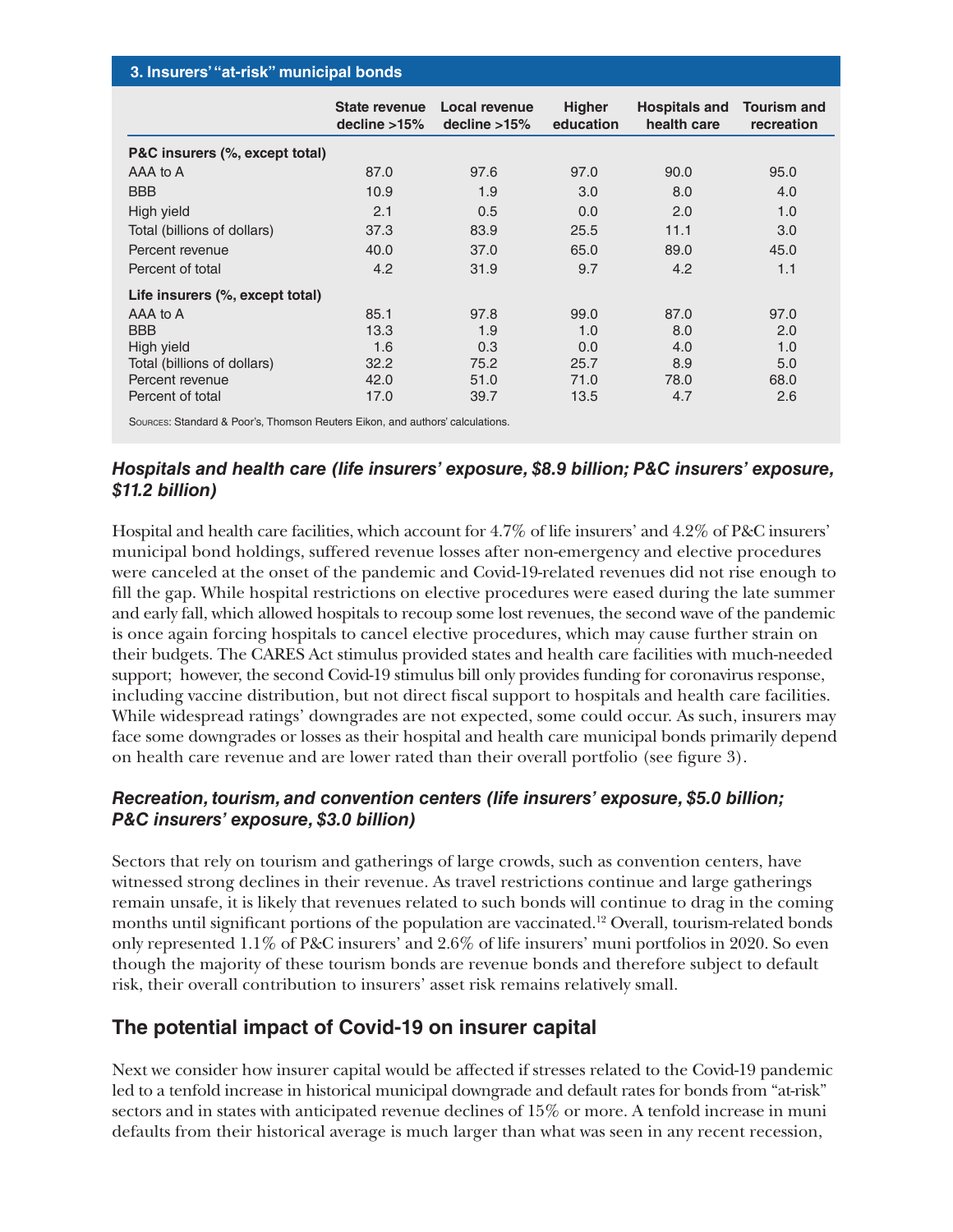**3. Insurers' "at-risk" municipal bonds**

| | State revenue decline >15% | Local revenue decline >15% | Higher education | Hospitals and health care | Tourism and recreation |
|---|---|---|---|---|---|
| **P&C insurers (%, except total)** | | | | | |
| AAA to A | 87.0 | 97.6 | 97.0 | 90.0 | 95.0 |
| BBB | 10.9 | 1.9 | 3.0 | 8.0 | 4.0 |
| High yield | 2.1 | 0.5 | 0.0 | 2.0 | 1.0 |
| Total (billions of dollars) | 37.3 | 83.9 | 25.5 | 11.1 | 3.0 |
| Percent revenue | 40.0 | 37.0 | 65.0 | 89.0 | 45.0 |
| Percent of total | 4.2 | 31.9 | 9.7 | 4.2 | 1.1 |
| **Life insurers (%, except total)** | | | | | |
| AAA to A | 85.1 | 97.8 | 99.0 | 87.0 | 97.0 |
| BBB | 13.3 | 1.9 | 1.0 | 8.0 | 2.0 |
| High yield | 1.6 | 0.3 | 0.0 | 4.0 | 1.0 |
| Total (billions of dollars) | 32.2 | 75.2 | 25.7 | 8.9 | 5.0 |
| Percent revenue | 42.0 | 51.0 | 71.0 | 78.0 | 68.0 |
| Percent of total | 17.0 | 39.7 | 13.5 | 4.7 | 2.6 |

Sources: Standard & Poor's, Thomson Reuters Eikon, and authors' calculations.

### *Hospitals and health care (life insurers' exposure, $8.9 billion; P&C insurers' exposure, $11.2 billion)*

Hospital and health care facilities, which account for 4.7% of life insurers' and 4.2% of P&C insurers' municipal bond holdings, suffered revenue losses after non-emergency and elective procedures were canceled at the onset of the pandemic and Covid-19-related revenues did not rise enough to fill the gap. While hospital restrictions on elective procedures were eased during the late summer and early fall, which allowed hospitals to recoup some lost revenues, the second wave of the pandemic is once again forcing hospitals to cancel elective procedures, which may cause further strain on their budgets. The CARES Act stimulus provided states and health care facilities with much-needed support; however, the second Covid-19 stimulus bill only provides funding for coronavirus response, including vaccine distribution, but not direct fiscal support to hospitals and health care facilities. While widespread ratings' downgrades are not expected, some could occur. As such, insurers may face some downgrades or losses as their hospital and health care municipal bonds primarily depend on health care revenue and are lower rated than their overall portfolio (see figure 3).

### *Recreation, tourism, and convention centers (life insurers' exposure, $5.0 billion; P&C insurers' exposure, $3.0 billion)*

Sectors that rely on tourism and gatherings of large crowds, such as convention centers, have witnessed strong declines in their revenue. As travel restrictions continue and large gatherings remain unsafe, it is likely that revenues related to such bonds will continue to drag in the coming months until significant portions of the population are vaccinated.[12] Overall, tourism-related bonds only represented 1.1% of P&C insurers' and 2.6% of life insurers' muni portfolios in 2020. So even though the majority of these tourism bonds are revenue bonds and therefore subject to default risk, their overall contribution to insurers' asset risk remains relatively small.

## The potential impact of Covid-19 on insurer capital

Next we consider how insurer capital would be affected if stresses related to the Covid-19 pandemic led to a tenfold increase in historical municipal downgrade and default rates for bonds from "at-risk" sectors and in states with anticipated revenue declines of 15% or more. A tenfold increase in muni defaults from their historical average is much larger than what was seen in any recent recession,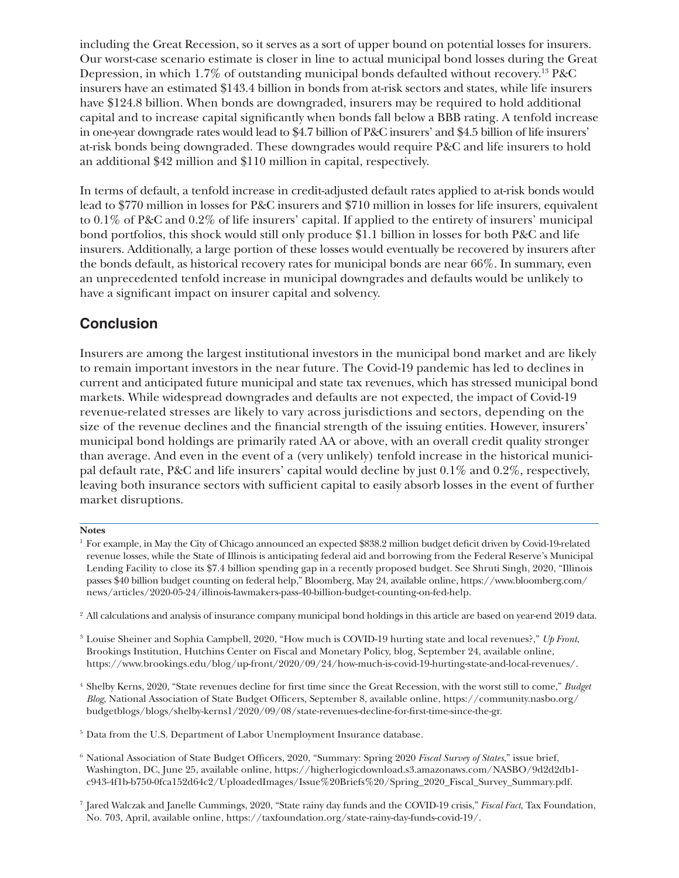including the Great Recession, so it serves as a sort of upper bound on potential losses for insurers. Our worst-case scenario estimate is closer in line to actual municipal bond losses during the Great Depression, in which 1.7% of outstanding municipal bonds defaulted without recovery.[13] P&C insurers have an estimated $143.4 billion in bonds from at-risk sectors and states, while life insurers have $124.8 billion. When bonds are downgraded, insurers may be required to hold additional capital and to increase capital significantly when bonds fall below a BBB rating. A tenfold increase in one-year downgrade rates would lead to $4.7 billion of P&C insurers' and $4.5 billion of life insurers' at-risk bonds being downgraded. These downgrades would require P&C and life insurers to hold an additional $42 million and $110 million in capital, respectively.

In terms of default, a tenfold increase in credit-adjusted default rates applied to at-risk bonds would lead to $770 million in losses for P&C insurers and $710 million in losses for life insurers, equivalent to 0.1% of P&C and 0.2% of life insurers' capital. If applied to the entirety of insurers' municipal bond portfolios, this shock would still only produce $1.1 billion in losses for both P&C and life insurers. Additionally, a large portion of these losses would eventually be recovered by insurers after the bonds default, as historical recovery rates for municipal bonds are near 66%. In summary, even an unprecedented tenfold increase in municipal downgrades and defaults would be unlikely to have a significant impact on insurer capital and solvency.

## Conclusion

Insurers are among the largest institutional investors in the municipal bond market and are likely to remain important investors in the near future. The Covid-19 pandemic has led to declines in current and anticipated future municipal and state tax revenues, which has stressed municipal bond markets. While widespread downgrades and defaults are not expected, the impact of Covid-19 revenue-related stresses are likely to vary across jurisdictions and sectors, depending on the size of the revenue declines and the financial strength of the issuing entities. However, insurers' municipal bond holdings are primarily rated AA or above, with an overall credit quality stronger than average. And even in the event of a (very unlikely) tenfold increase in the historical municipal default rate, P&C and life insurers' capital would decline by just 0.1% and 0.2%, respectively, leaving both insurance sectors with sufficient capital to easily absorb losses in the event of further market disruptions.

**Notes**

[1] For example, in May the City of Chicago announced an expected $838.2 million budget deficit driven by Covid-19-related revenue losses, while the State of Illinois is anticipating federal aid and borrowing from the Federal Reserve's Municipal Lending Facility to close its $7.4 billion spending gap in a recently proposed budget. See Shruti Singh, 2020, "Illinois passes $40 billion budget counting on federal help," Bloomberg, May 24, available online, https://www.bloomberg.com/news/articles/2020-05-24/illinois-lawmakers-pass-40-billion-budget-counting-on-fed-help.

[2] All calculations and analysis of insurance company municipal bond holdings in this article are based on year-end 2019 data.

[3] Louise Sheiner and Sophia Campbell, 2020, "How much is COVID-19 hurting state and local revenues?," *Up Front*, Brookings Institution, Hutchins Center on Fiscal and Monetary Policy, blog, September 24, available online, https://www.brookings.edu/blog/up-front/2020/09/24/how-much-is-covid-19-hurting-state-and-local-revenues/.

[4] Shelby Kerns, 2020, "State revenues decline for first time since the Great Recession, with the worst still to come," *Budget Blog*, National Association of State Budget Officers, September 8, available online, https://community.nasbo.org/budgetblogs/blogs/shelby-kerns1/2020/09/08/state-revenues-decline-for-first-time-since-the-gr.

[5] Data from the U.S. Department of Labor Unemployment Insurance database.

[6] National Association of State Budget Officers, 2020, "Summary: Spring 2020 *Fiscal Survey of States*," issue brief, Washington, DC, June 25, available online, https://higherlogicdownload.s3.amazonaws.com/NASBO/9d2d2db1-c943-4f1b-b750-0fca152d64c2/UploadedImages/Issue%20Briefs%20/Spring_2020_Fiscal_Survey_Summary.pdf.

[7] Jared Walczak and Janelle Cummings, 2020, "State rainy day funds and the COVID-19 crisis," *Fiscal Fact*, Tax Foundation, No. 703, April, available online, https://taxfoundation.org/state-rainy-day-funds-covid-19/.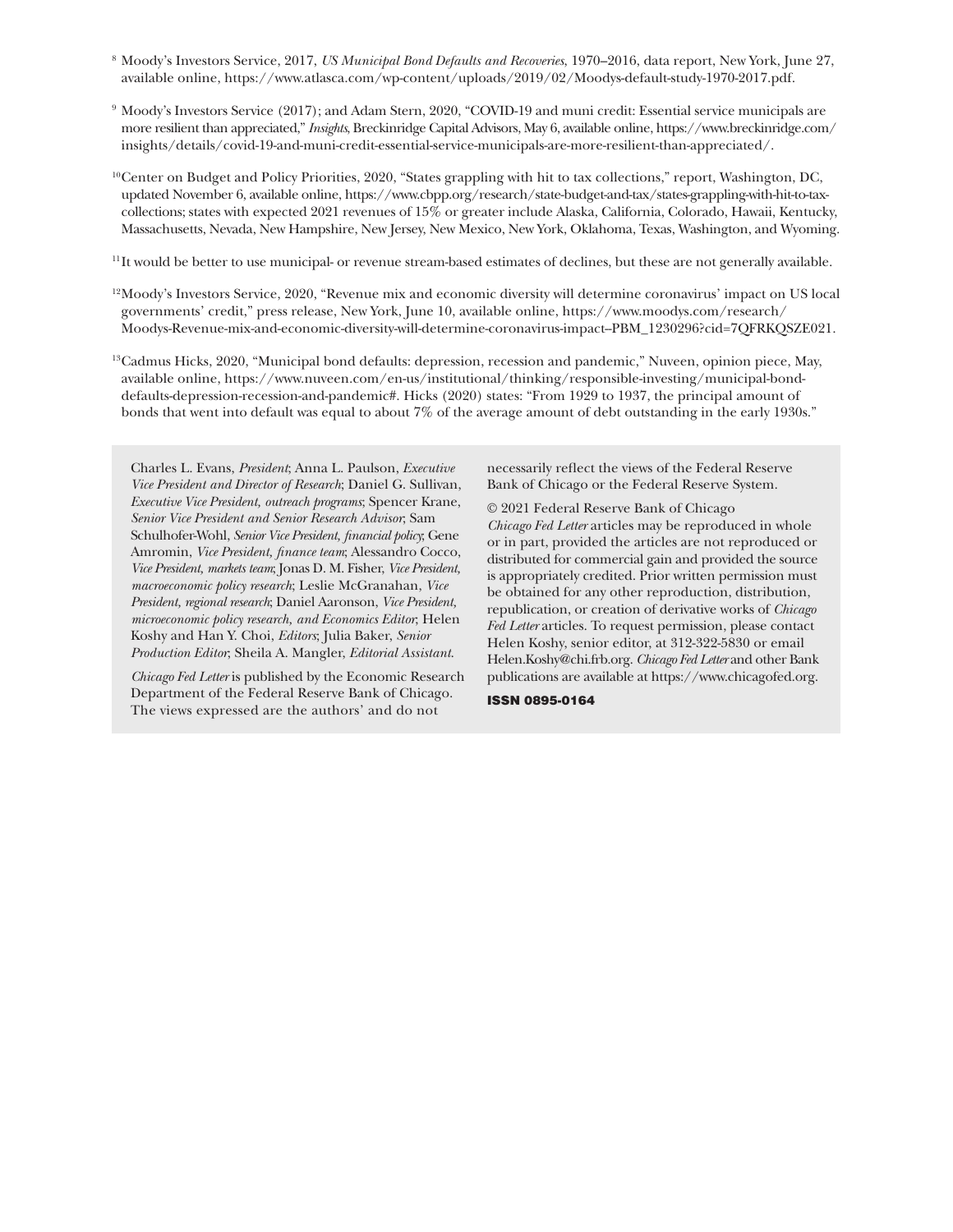[8] Moody's Investors Service, 2017, *US Municipal Bond Defaults and Recoveries*, 1970–2016, data report, New York, June 27, available online, https://www.atlasca.com/wp-content/uploads/2019/02/Moodys-default-study-1970-2017.pdf.

[9] Moody's Investors Service (2017); and Adam Stern, 2020, "COVID-19 and muni credit: Essential service municipals are more resilient than appreciated," *Insights*, Breckinridge Capital Advisors, May 6, available online, https://www.breckinridge.com/insights/details/covid-19-and-muni-credit-essential-service-municipals-are-more-resilient-than-appreciated/.

[10] Center on Budget and Policy Priorities, 2020, "States grappling with hit to tax collections," report, Washington, DC, updated November 6, available online, https://www.cbpp.org/research/state-budget-and-tax/states-grappling-with-hit-to-tax-collections; states with expected 2021 revenues of 15% or greater include Alaska, California, Colorado, Hawaii, Kentucky, Massachusetts, Nevada, New Hampshire, New Jersey, New Mexico, New York, Oklahoma, Texas, Washington, and Wyoming.

[11] It would be better to use municipal- or revenue stream-based estimates of declines, but these are not generally available.

[12] Moody's Investors Service, 2020, "Revenue mix and economic diversity will determine coronavirus' impact on US local governments' credit," press release, New York, June 10, available online, https://www.moodys.com/research/Moodys-Revenue-mix-and-economic-diversity-will-determine-coronavirus-impact--PBM_1230296?cid=7QFRKQSZE021.

[13] Cadmus Hicks, 2020, "Municipal bond defaults: depression, recession and pandemic," Nuveen, opinion piece, May, available online, https://www.nuveen.com/en-us/institutional/thinking/responsible-investing/municipal-bond-defaults-depression-recession-and-pandemic#. Hicks (2020) states: "From 1929 to 1937, the principal amount of bonds that went into default was equal to about 7% of the average amount of debt outstanding in the early 1930s."

Charles L. Evans, *President*; Anna L. Paulson, *Executive Vice President and Director of Research*; Daniel G. Sullivan, *Executive Vice President, outreach programs*; Spencer Krane, *Senior Vice President and Senior Research Advisor*; Sam Schulhofer-Wohl, *Senior Vice President, financial policy*; Gene Amromin, *Vice President, finance team*; Alessandro Cocco, *Vice President, markets team*; Jonas D. M. Fisher, *Vice President, macroeconomic policy research*; Leslie McGranahan, *Vice President, regional research*; Daniel Aaronson, *Vice President, microeconomic policy research, and Economics Editor*; Helen Koshy and Han Y. Choi, *Editors*; Julia Baker, *Senior Production Editor*; Sheila A. Mangler, *Editorial Assistant*.

*Chicago Fed Letter* is published by the Economic Research Department of the Federal Reserve Bank of Chicago. The views expressed are the authors' and do not necessarily reflect the views of the Federal Reserve Bank of Chicago or the Federal Reserve System.

© 2021 Federal Reserve Bank of Chicago
*Chicago Fed Letter* articles may be reproduced in whole or in part, provided the articles are not reproduced or distributed for commercial gain and provided the source is appropriately credited. Prior written permission must be obtained for any other reproduction, distribution, republication, or creation of derivative works of *Chicago Fed Letter* articles. To request permission, please contact Helen Koshy, senior editor, at 312-322-5830 or email Helen.Koshy@chi.frb.org. *Chicago Fed Letter* and other Bank publications are available at https://www.chicagofed.org.

**ISSN 0895-0164**